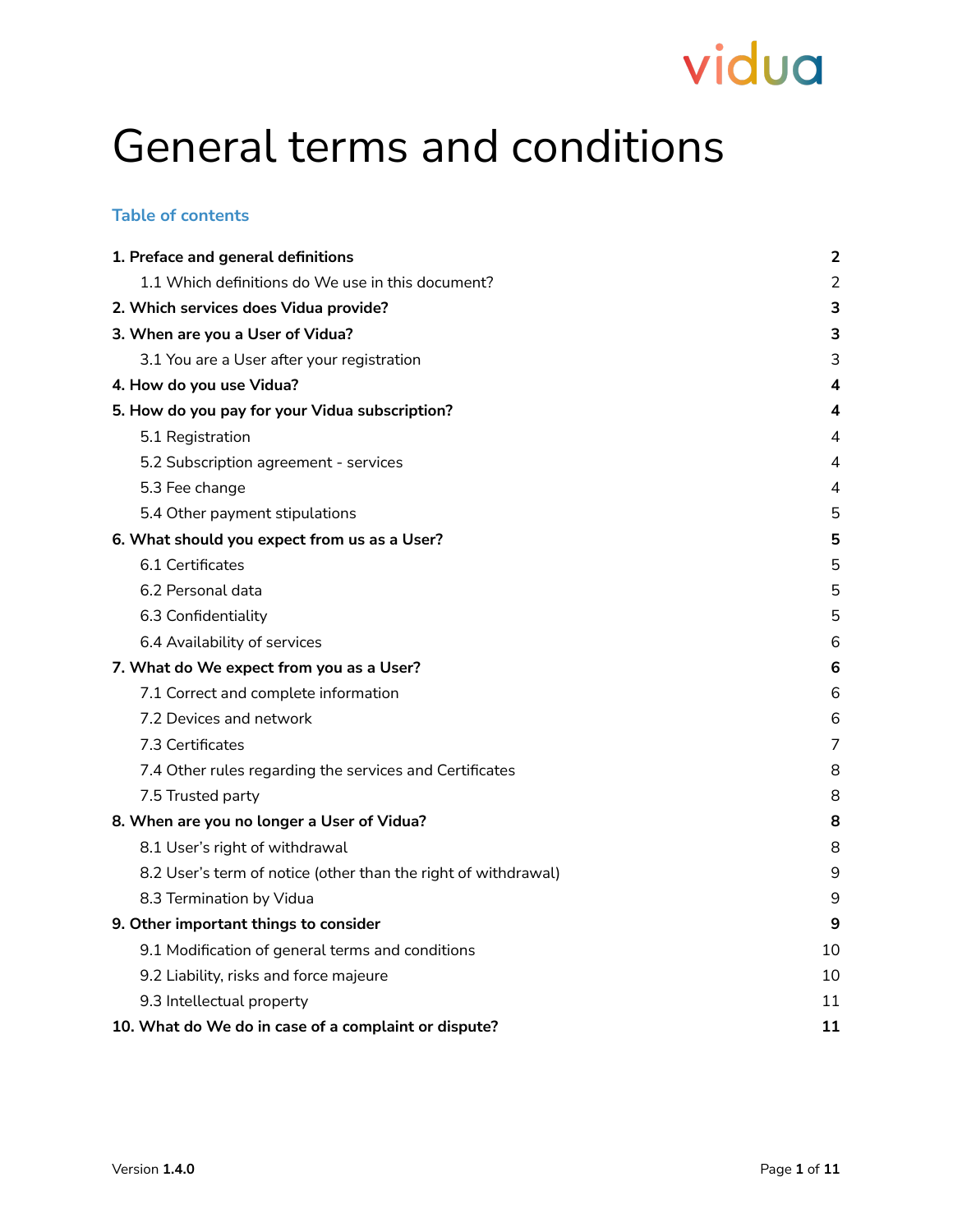vidua

# General terms and conditions

**Table of contents**

| | |
|---|---|
| **1. Preface and general definitions** | **2** |
| 1.1 Which definitions do We use in this document? | 2 |
| **2. Which services does Vidua provide?** | **3** |
| **3. When are you a User of Vidua?** | **3** |
| 3.1 You are a User after your registration | 3 |
| **4. How do you use Vidua?** | **4** |
| **5. How do you pay for your Vidua subscription?** | **4** |
| 5.1 Registration | 4 |
| 5.2 Subscription agreement - services | 4 |
| 5.3 Fee change | 4 |
| 5.4 Other payment stipulations | 5 |
| **6. What should you expect from us as a User?** | **5** |
| 6.1 Certificates | 5 |
| 6.2 Personal data | 5 |
| 6.3 Confidentiality | 5 |
| 6.4 Availability of services | 6 |
| **7. What do We expect from you as a User?** | **6** |
| 7.1 Correct and complete information | 6 |
| 7.2 Devices and network | 6 |
| 7.3 Certificates | 7 |
| 7.4 Other rules regarding the services and Certificates | 8 |
| 7.5 Trusted party | 8 |
| **8. When are you no longer a User of Vidua?** | **8** |
| 8.1 User's right of withdrawal | 8 |
| 8.2 User's term of notice (other than the right of withdrawal) | 9 |
| 8.3 Termination by Vidua | 9 |
| **9. Other important things to consider** | **9** |
| 9.1 Modification of general terms and conditions | 10 |
| 9.2 Liability, risks and force majeure | 10 |
| 9.3 Intellectual property | 11 |
| **10. What do We do in case of a complaint or dispute?** | **11** |

Version **1.4.0**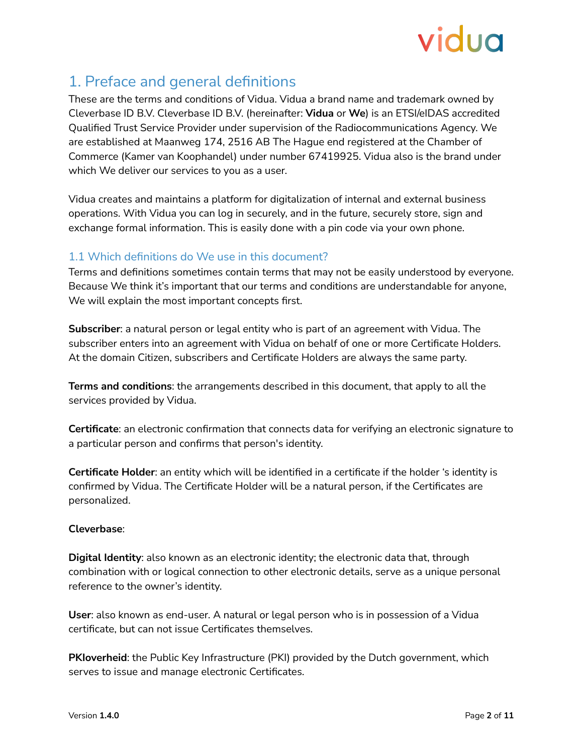## 1. Preface and general definitions

These are the terms and conditions of Vidua. Vidua a brand name and trademark owned by Cleverbase ID B.V. Cleverbase ID B.V. (hereinafter: **Vidua** or **We**) is an ETSI/eIDAS accredited Qualified Trust Service Provider under supervision of the Radiocommunications Agency. We are established at Maanweg 174, 2516 AB The Hague end registered at the Chamber of Commerce (Kamer van Koophandel) under number 67419925. Vidua also is the brand under which We deliver our services to you as a user.

Vidua creates and maintains a platform for digitalization of internal and external business operations. With Vidua you can log in securely, and in the future, securely store, sign and exchange formal information. This is easily done with a pin code via your own phone.

### 1.1 Which definitions do We use in this document?

Terms and definitions sometimes contain terms that may not be easily understood by everyone. Because We think it's important that our terms and conditions are understandable for anyone, We will explain the most important concepts first.

**Subscriber**: a natural person or legal entity who is part of an agreement with Vidua. The subscriber enters into an agreement with Vidua on behalf of one or more Certificate Holders. At the domain Citizen, subscribers and Certificate Holders are always the same party.

**Terms and conditions**: the arrangements described in this document, that apply to all the services provided by Vidua.

**Certificate**: an electronic confirmation that connects data for verifying an electronic signature to a particular person and confirms that person's identity.

**Certificate Holder**: an entity which will be identified in a certificate if the holder 's identity is confirmed by Vidua. The Certificate Holder will be a natural person, if the Certificates are personalized.

**Cleverbase**:

**Digital Identity**: also known as an electronic identity; the electronic data that, through combination with or logical connection to other electronic details, serve as a unique personal reference to the owner's identity.

**User**: also known as end-user. A natural or legal person who is in possession of a Vidua certificate, but can not issue Certificates themselves.

**PKIoverheid**: the Public Key Infrastructure (PKI) provided by the Dutch government, which serves to issue and manage electronic Certificates.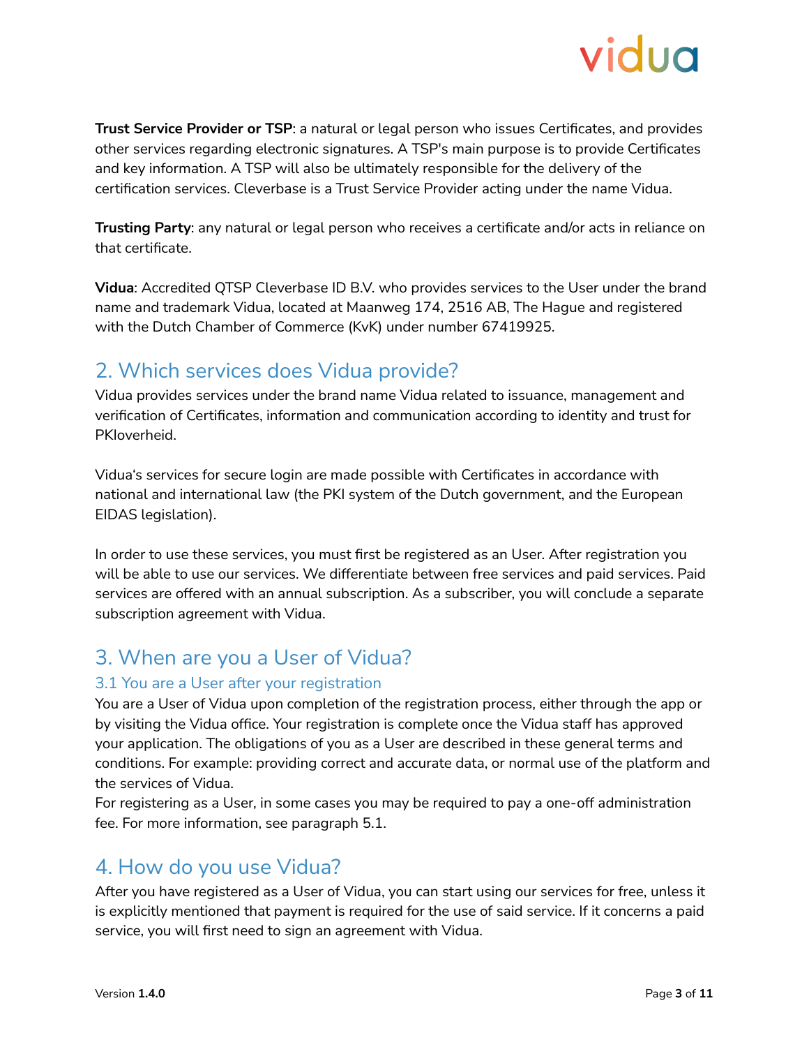**Trust Service Provider or TSP**: a natural or legal person who issues Certificates, and provides other services regarding electronic signatures. A TSP's main purpose is to provide Certificates and key information. A TSP will also be ultimately responsible for the delivery of the certification services. Cleverbase is a Trust Service Provider acting under the name Vidua.

**Trusting Party**: any natural or legal person who receives a certificate and/or acts in reliance on that certificate.

**Vidua**: Accredited QTSP Cleverbase ID B.V. who provides services to the User under the brand name and trademark Vidua, located at Maanweg 174, 2516 AB, The Hague and registered with the Dutch Chamber of Commerce (KvK) under number 67419925.

## 2. Which services does Vidua provide?

Vidua provides services under the brand name Vidua related to issuance, management and verification of Certificates, information and communication according to identity and trust for PKIoverheid.

Vidua's services for secure login are made possible with Certificates in accordance with national and international law (the PKI system of the Dutch government, and the European EIDAS legislation).

In order to use these services, you must first be registered as an User. After registration you will be able to use our services. We differentiate between free services and paid services. Paid services are offered with an annual subscription. As a subscriber, you will conclude a separate subscription agreement with Vidua.

## 3. When are you a User of Vidua?

### 3.1 You are a User after your registration

You are a User of Vidua upon completion of the registration process, either through the app or by visiting the Vidua office. Your registration is complete once the Vidua staff has approved your application. The obligations of you as a User are described in these general terms and conditions. For example: providing correct and accurate data, or normal use of the platform and the services of Vidua.
For registering as a User, in some cases you may be required to pay a one-off administration fee. For more information, see paragraph 5.1.

## 4. How do you use Vidua?

After you have registered as a User of Vidua, you can start using our services for free, unless it is explicitly mentioned that payment is required for the use of said service. If it concerns a paid service, you will first need to sign an agreement with Vidua.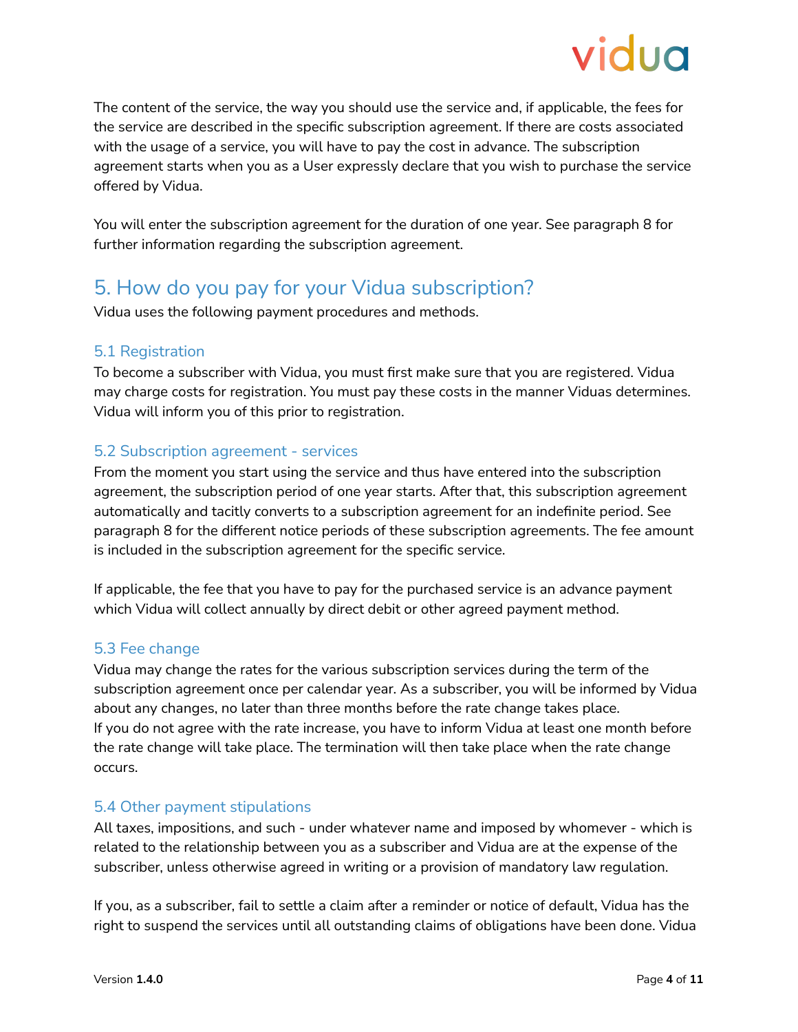The content of the service, the way you should use the service and, if applicable, the fees for the service are described in the specific subscription agreement. If there are costs associated with the usage of a service, you will have to pay the cost in advance. The subscription agreement starts when you as a User expressly declare that you wish to purchase the service offered by Vidua.

You will enter the subscription agreement for the duration of one year. See paragraph 8 for further information regarding the subscription agreement.

## 5. How do you pay for your Vidua subscription?

Vidua uses the following payment procedures and methods.

### 5.1 Registration

To become a subscriber with Vidua, you must first make sure that you are registered. Vidua may charge costs for registration. You must pay these costs in the manner Viduas determines. Vidua will inform you of this prior to registration.

### 5.2 Subscription agreement - services

From the moment you start using the service and thus have entered into the subscription agreement, the subscription period of one year starts. After that, this subscription agreement automatically and tacitly converts to a subscription agreement for an indefinite period. See paragraph 8 for the different notice periods of these subscription agreements. The fee amount is included in the subscription agreement for the specific service.

If applicable, the fee that you have to pay for the purchased service is an advance payment which Vidua will collect annually by direct debit or other agreed payment method.

### 5.3 Fee change

Vidua may change the rates for the various subscription services during the term of the subscription agreement once per calendar year. As a subscriber, you will be informed by Vidua about any changes, no later than three months before the rate change takes place.
If you do not agree with the rate increase, you have to inform Vidua at least one month before the rate change will take place. The termination will then take place when the rate change occurs.

### 5.4 Other payment stipulations

All taxes, impositions, and such - under whatever name and imposed by whomever - which is related to the relationship between you as a subscriber and Vidua are at the expense of the subscriber, unless otherwise agreed in writing or a provision of mandatory law regulation.

If you, as a subscriber, fail to settle a claim after a reminder or notice of default, Vidua has the right to suspend the services until all outstanding claims of obligations have been done. Vidua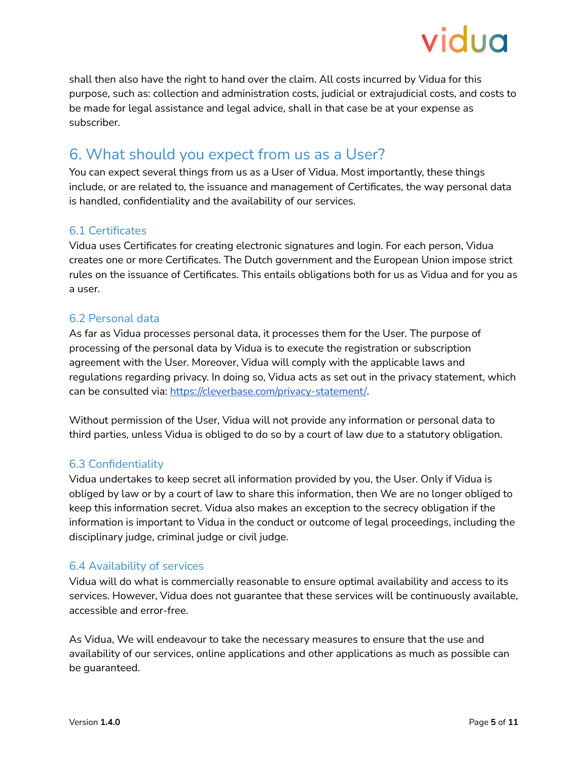shall then also have the right to hand over the claim. All costs incurred by Vidua for this purpose, such as: collection and administration costs, judicial or extrajudicial costs, and costs to be made for legal assistance and legal advice, shall in that case be at your expense as subscriber.

## 6. What should you expect from us as a User?

You can expect several things from us as a User of Vidua. Most importantly, these things include, or are related to, the issuance and management of Certificates, the way personal data is handled, confidentiality and the availability of our services.

### 6.1 Certificates

Vidua uses Certificates for creating electronic signatures and login. For each person, Vidua creates one or more Certificates. The Dutch government and the European Union impose strict rules on the issuance of Certificates. This entails obligations both for us as Vidua and for you as a user.

### 6.2 Personal data

As far as Vidua processes personal data, it processes them for the User. The purpose of processing of the personal data by Vidua is to execute the registration or subscription agreement with the User. Moreover, Vidua will comply with the applicable laws and regulations regarding privacy. In doing so, Vidua acts as set out in the privacy statement, which can be consulted via: [https://cleverbase.com/privacy-statement/](https://cleverbase.com/privacy-statement/).

Without permission of the User, Vidua will not provide any information or personal data to third parties, unless Vidua is obliged to do so by a court of law due to a statutory obligation.

### 6.3 Confidentiality

Vidua undertakes to keep secret all information provided by you, the User. Only if Vidua is obliged by law or by a court of law to share this information, then We are no longer obliged to keep this information secret. Vidua also makes an exception to the secrecy obligation if the information is important to Vidua in the conduct or outcome of legal proceedings, including the disciplinary judge, criminal judge or civil judge.

### 6.4 Availability of services

Vidua will do what is commercially reasonable to ensure optimal availability and access to its services. However, Vidua does not guarantee that these services will be continuously available, accessible and error-free.

As Vidua, We will endeavour to take the necessary measures to ensure that the use and availability of our services, online applications and other applications as much as possible can be guaranteed.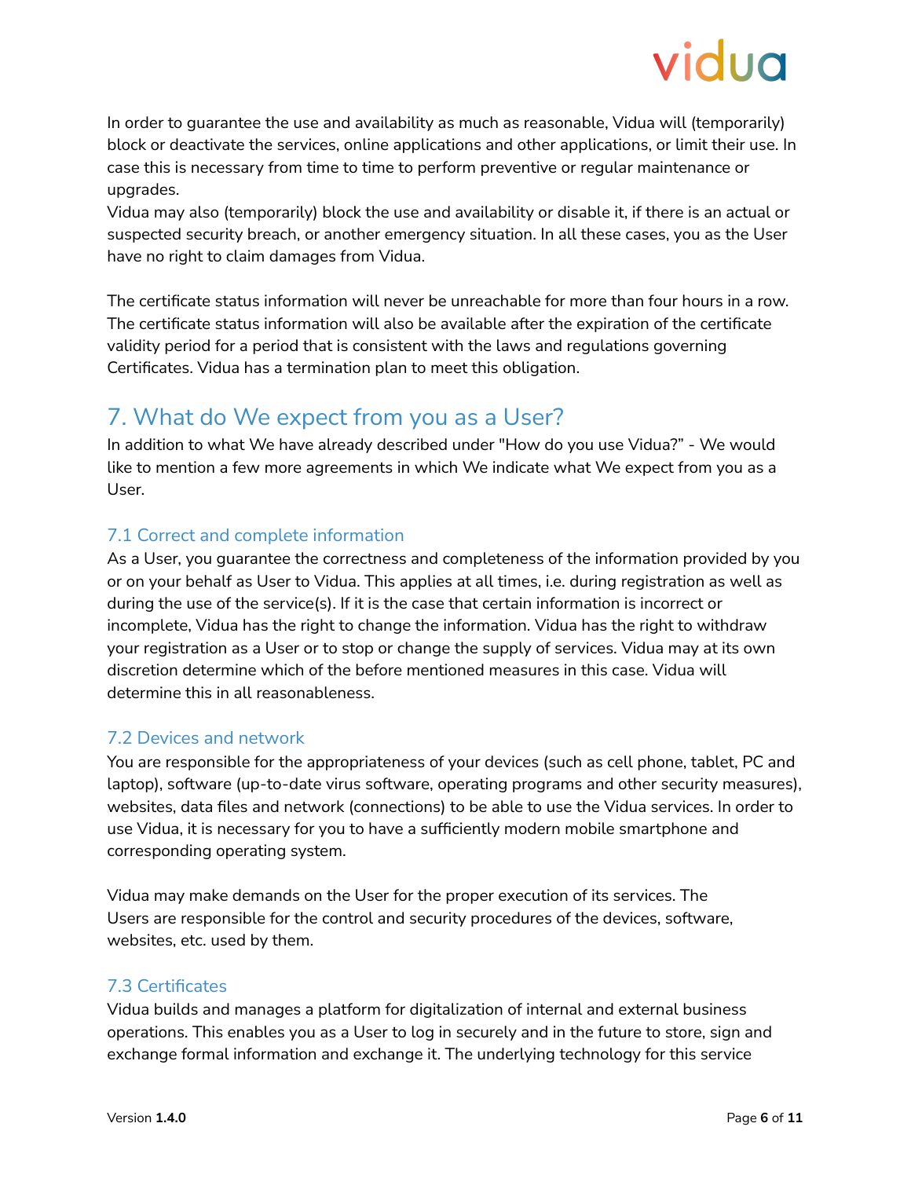In order to guarantee the use and availability as much as reasonable, Vidua will (temporarily) block or deactivate the services, online applications and other applications, or limit their use. In case this is necessary from time to time to perform preventive or regular maintenance or upgrades.
Vidua may also (temporarily) block the use and availability or disable it, if there is an actual or suspected security breach, or another emergency situation. In all these cases, you as the User have no right to claim damages from Vidua.

The certificate status information will never be unreachable for more than four hours in a row. The certificate status information will also be available after the expiration of the certificate validity period for a period that is consistent with the laws and regulations governing Certificates. Vidua has a termination plan to meet this obligation.

## 7. What do We expect from you as a User?

In addition to what We have already described under "How do you use Vidua?" - We would like to mention a few more agreements in which We indicate what We expect from you as a User.

### 7.1 Correct and complete information

As a User, you guarantee the correctness and completeness of the information provided by you or on your behalf as User to Vidua. This applies at all times, i.e. during registration as well as during the use of the service(s). If it is the case that certain information is incorrect or incomplete, Vidua has the right to change the information. Vidua has the right to withdraw your registration as a User or to stop or change the supply of services. Vidua may at its own discretion determine which of the before mentioned measures in this case. Vidua will determine this in all reasonableness.

### 7.2 Devices and network

You are responsible for the appropriateness of your devices (such as cell phone, tablet, PC and laptop), software (up-to-date virus software, operating programs and other security measures), websites, data files and network (connections) to be able to use the Vidua services. In order to use Vidua, it is necessary for you to have a sufficiently modern mobile smartphone and corresponding operating system.

Vidua may make demands on the User for the proper execution of its services. The Users are responsible for the control and security procedures of the devices, software, websites, etc. used by them.

### 7.3 Certificates

Vidua builds and manages a platform for digitalization of internal and external business operations. This enables you as a User to log in securely and in the future to store, sign and exchange formal information and exchange it. The underlying technology for this service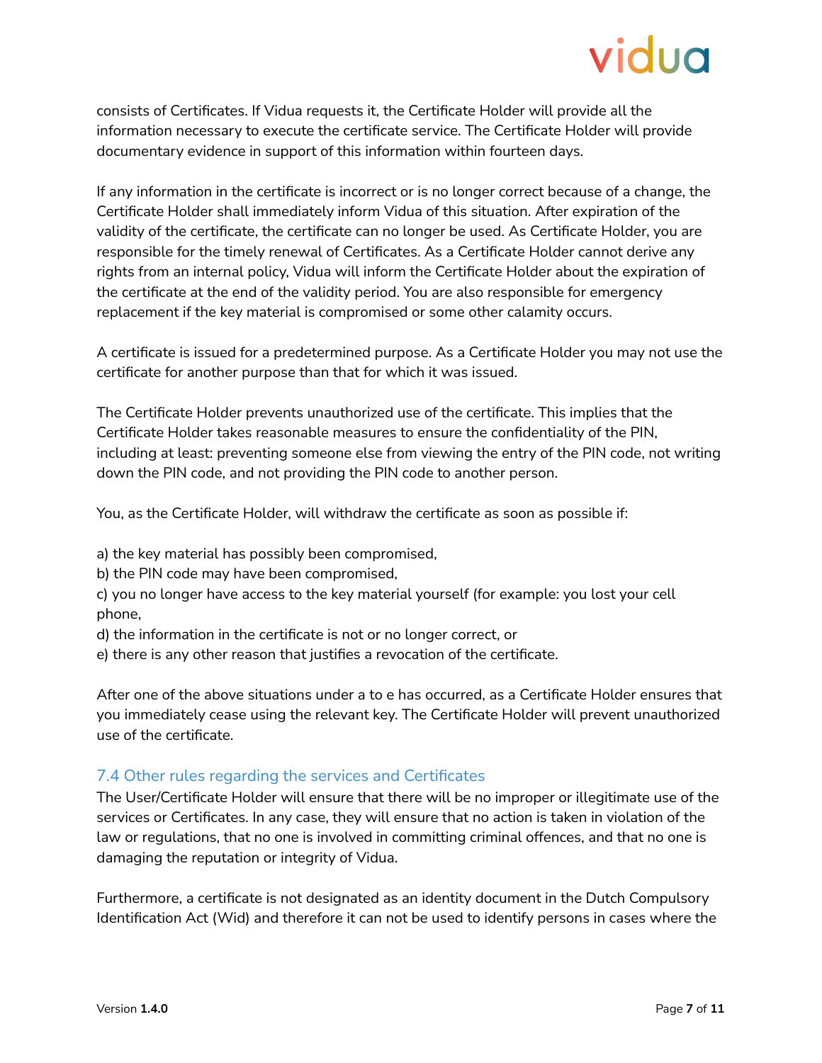consists of Certificates. If Vidua requests it, the Certificate Holder will provide all the information necessary to execute the certificate service. The Certificate Holder will provide documentary evidence in support of this information within fourteen days.

If any information in the certificate is incorrect or is no longer correct because of a change, the Certificate Holder shall immediately inform Vidua of this situation. After expiration of the validity of the certificate, the certificate can no longer be used. As Certificate Holder, you are responsible for the timely renewal of Certificates. As a Certificate Holder cannot derive any rights from an internal policy, Vidua will inform the Certificate Holder about the expiration of the certificate at the end of the validity period. You are also responsible for emergency replacement if the key material is compromised or some other calamity occurs.

A certificate is issued for a predetermined purpose. As a Certificate Holder you may not use the certificate for another purpose than that for which it was issued.

The Certificate Holder prevents unauthorized use of the certificate. This implies that the Certificate Holder takes reasonable measures to ensure the confidentiality of the PIN, including at least: preventing someone else from viewing the entry of the PIN code, not writing down the PIN code, and not providing the PIN code to another person.

You, as the Certificate Holder, will withdraw the certificate as soon as possible if:

a) the key material has possibly been compromised,
b) the PIN code may have been compromised,
c) you no longer have access to the key material yourself (for example: you lost your cell phone,
d) the information in the certificate is not or no longer correct, or
e) there is any other reason that justifies a revocation of the certificate.

After one of the above situations under a to e has occurred, as a Certificate Holder ensures that you immediately cease using the relevant key. The Certificate Holder will prevent unauthorized use of the certificate.

### 7.4 Other rules regarding the services and Certificates

The User/Certificate Holder will ensure that there will be no improper or illegitimate use of the services or Certificates. In any case, they will ensure that no action is taken in violation of the law or regulations, that no one is involved in committing criminal offences, and that no one is damaging the reputation or integrity of Vidua.

Furthermore, a certificate is not designated as an identity document in the Dutch Compulsory Identification Act (Wid) and therefore it can not be used to identify persons in cases where the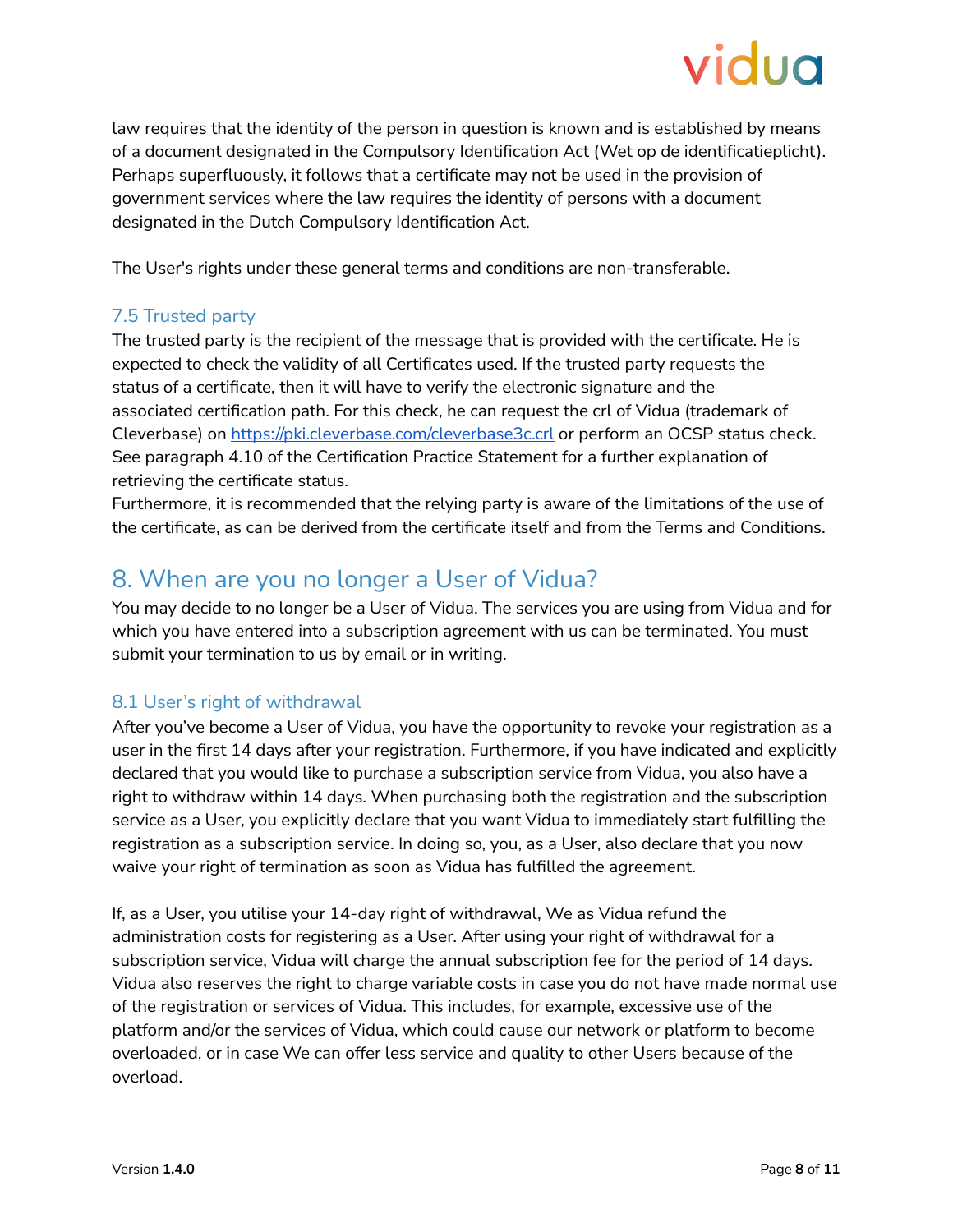law requires that the identity of the person in question is known and is established by means of a document designated in the Compulsory Identification Act (Wet op de identificatieplicht). Perhaps superfluously, it follows that a certificate may not be used in the provision of government services where the law requires the identity of persons with a document designated in the Dutch Compulsory Identification Act.

The User's rights under these general terms and conditions are non-transferable.

### 7.5 Trusted party

The trusted party is the recipient of the message that is provided with the certificate. He is expected to check the validity of all Certificates used. If the trusted party requests the status of a certificate, then it will have to verify the electronic signature and the associated certification path. For this check, he can request the crl of Vidua (trademark of Cleverbase) on https://pki.cleverbase.com/cleverbase3c.crl or perform an OCSP status check. See paragraph 4.10 of the Certification Practice Statement for a further explanation of retrieving the certificate status.
Furthermore, it is recommended that the relying party is aware of the limitations of the use of the certificate, as can be derived from the certificate itself and from the Terms and Conditions.

## 8. When are you no longer a User of Vidua?

You may decide to no longer be a User of Vidua. The services you are using from Vidua and for which you have entered into a subscription agreement with us can be terminated. You must submit your termination to us by email or in writing.

### 8.1 User's right of withdrawal

After you've become a User of Vidua, you have the opportunity to revoke your registration as a user in the first 14 days after your registration. Furthermore, if you have indicated and explicitly declared that you would like to purchase a subscription service from Vidua, you also have a right to withdraw within 14 days. When purchasing both the registration and the subscription service as a User, you explicitly declare that you want Vidua to immediately start fulfilling the registration as a subscription service. In doing so, you, as a User, also declare that you now waive your right of termination as soon as Vidua has fulfilled the agreement.

If, as a User, you utilise your 14-day right of withdrawal, We as Vidua refund the administration costs for registering as a User. After using your right of withdrawal for a subscription service, Vidua will charge the annual subscription fee for the period of 14 days. Vidua also reserves the right to charge variable costs in case you do not have made normal use of the registration or services of Vidua. This includes, for example, excessive use of the platform and/or the services of Vidua, which could cause our network or platform to become overloaded, or in case We can offer less service and quality to other Users because of the overload.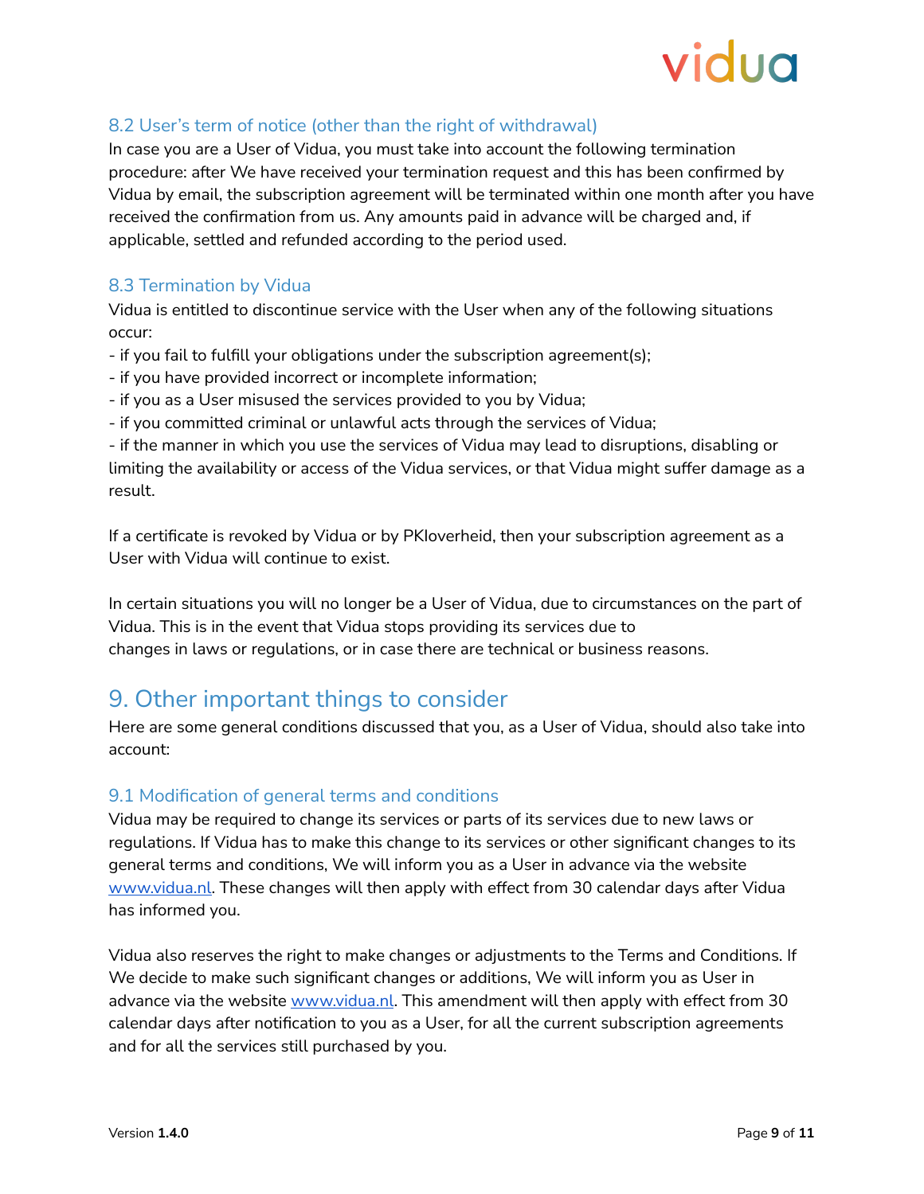### 8.2 User's term of notice (other than the right of withdrawal)

In case you are a User of Vidua, you must take into account the following termination procedure: after We have received your termination request and this has been confirmed by Vidua by email, the subscription agreement will be terminated within one month after you have received the confirmation from us. Any amounts paid in advance will be charged and, if applicable, settled and refunded according to the period used.

### 8.3 Termination by Vidua

Vidua is entitled to discontinue service with the User when any of the following situations occur:

- if you fail to fulfill your obligations under the subscription agreement(s);
- if you have provided incorrect or incomplete information;
- if you as a User misused the services provided to you by Vidua;
- if you committed criminal or unlawful acts through the services of Vidua;
- if the manner in which you use the services of Vidua may lead to disruptions, disabling or limiting the availability or access of the Vidua services, or that Vidua might suffer damage as a result.

If a certificate is revoked by Vidua or by PKIoverheid, then your subscription agreement as a User with Vidua will continue to exist.

In certain situations you will no longer be a User of Vidua, due to circumstances on the part of Vidua. This is in the event that Vidua stops providing its services due to changes in laws or regulations, or in case there are technical or business reasons.

## 9. Other important things to consider

Here are some general conditions discussed that you, as a User of Vidua, should also take into account:

### 9.1 Modification of general terms and conditions

Vidua may be required to change its services or parts of its services due to new laws or regulations. If Vidua has to make this change to its services or other significant changes to its general terms and conditions, We will inform you as a User in advance via the website www.vidua.nl. These changes will then apply with effect from 30 calendar days after Vidua has informed you.

Vidua also reserves the right to make changes or adjustments to the Terms and Conditions. If We decide to make such significant changes or additions, We will inform you as User in advance via the website www.vidua.nl. This amendment will then apply with effect from 30 calendar days after notification to you as a User, for all the current subscription agreements and for all the services still purchased by you.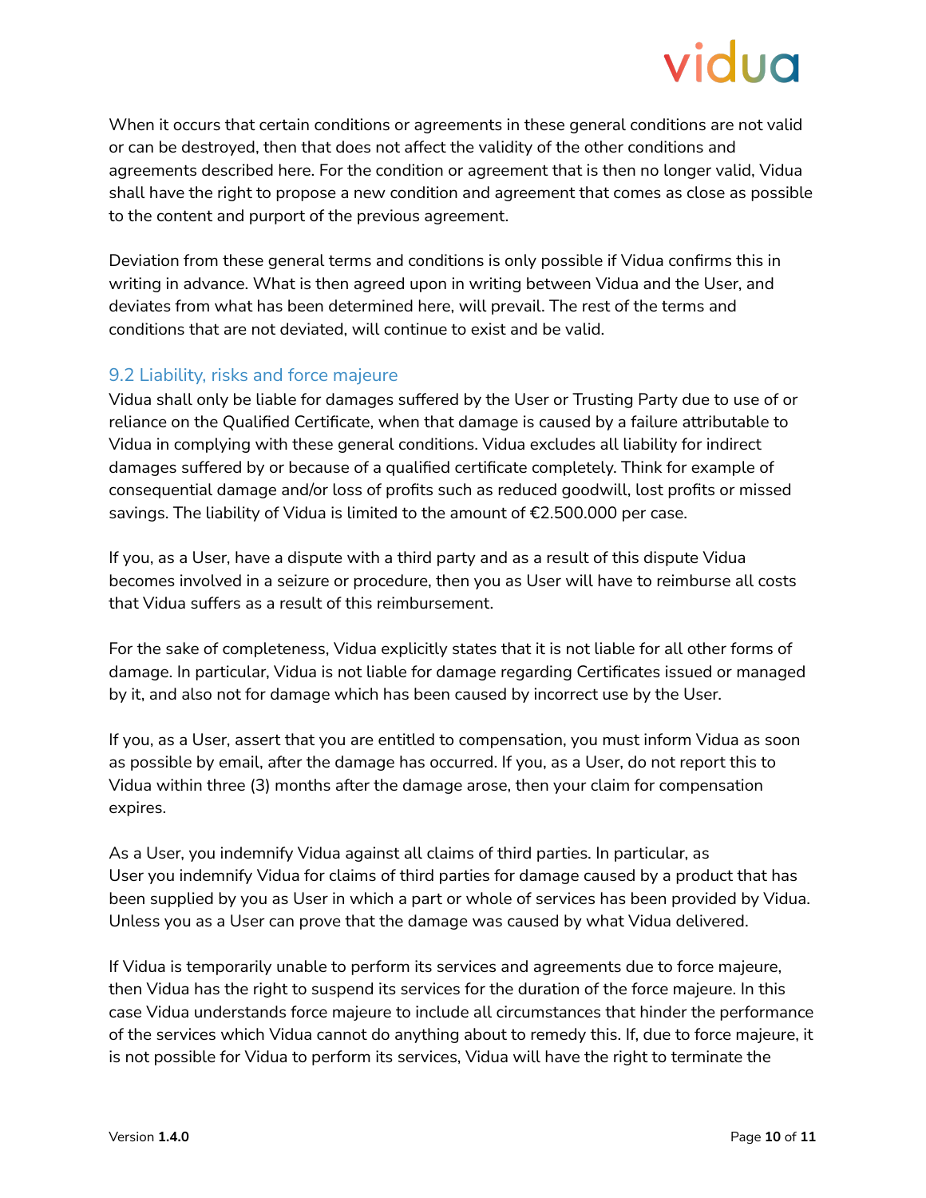When it occurs that certain conditions or agreements in these general conditions are not valid or can be destroyed, then that does not affect the validity of the other conditions and agreements described here. For the condition or agreement that is then no longer valid, Vidua shall have the right to propose a new condition and agreement that comes as close as possible to the content and purport of the previous agreement.

Deviation from these general terms and conditions is only possible if Vidua confirms this in writing in advance. What is then agreed upon in writing between Vidua and the User, and deviates from what has been determined here, will prevail. The rest of the terms and conditions that are not deviated, will continue to exist and be valid.

### 9.2 Liability, risks and force majeure

Vidua shall only be liable for damages suffered by the User or Trusting Party due to use of or reliance on the Qualified Certificate, when that damage is caused by a failure attributable to Vidua in complying with these general conditions. Vidua excludes all liability for indirect damages suffered by or because of a qualified certificate completely. Think for example of consequential damage and/or loss of profits such as reduced goodwill, lost profits or missed savings. The liability of Vidua is limited to the amount of €2.500.000 per case.

If you, as a User, have a dispute with a third party and as a result of this dispute Vidua becomes involved in a seizure or procedure, then you as User will have to reimburse all costs that Vidua suffers as a result of this reimbursement.

For the sake of completeness, Vidua explicitly states that it is not liable for all other forms of damage. In particular, Vidua is not liable for damage regarding Certificates issued or managed by it, and also not for damage which has been caused by incorrect use by the User.

If you, as a User, assert that you are entitled to compensation, you must inform Vidua as soon as possible by email, after the damage has occurred. If you, as a User, do not report this to Vidua within three (3) months after the damage arose, then your claim for compensation expires.

As a User, you indemnify Vidua against all claims of third parties. In particular, as User you indemnify Vidua for claims of third parties for damage caused by a product that has been supplied by you as User in which a part or whole of services has been provided by Vidua. Unless you as a User can prove that the damage was caused by what Vidua delivered.

If Vidua is temporarily unable to perform its services and agreements due to force majeure, then Vidua has the right to suspend its services for the duration of the force majeure. In this case Vidua understands force majeure to include all circumstances that hinder the performance of the services which Vidua cannot do anything about to remedy this. If, due to force majeure, it is not possible for Vidua to perform its services, Vidua will have the right to terminate the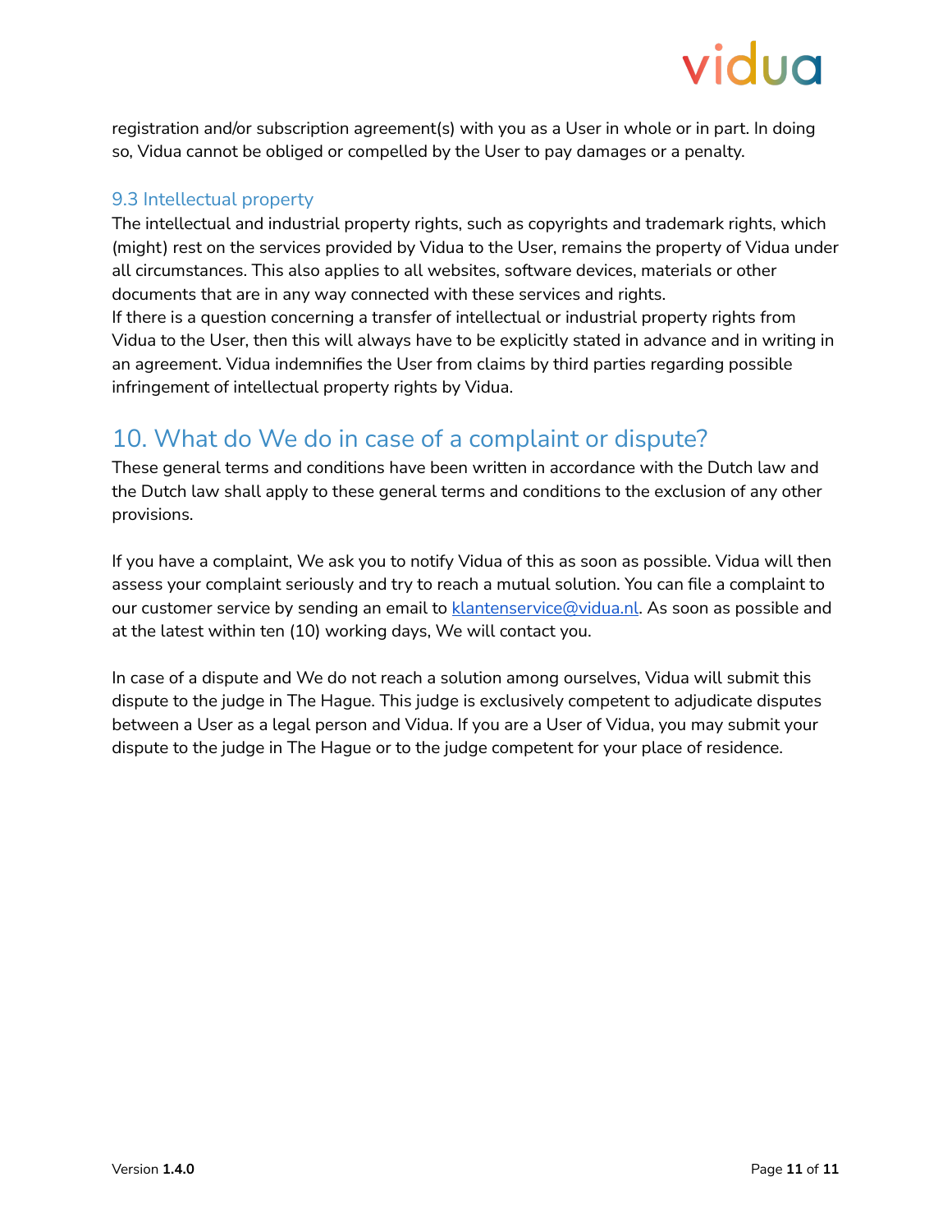registration and/or subscription agreement(s) with you as a User in whole or in part. In doing so, Vidua cannot be obliged or compelled by the User to pay damages or a penalty.

### 9.3 Intellectual property

The intellectual and industrial property rights, such as copyrights and trademark rights, which (might) rest on the services provided by Vidua to the User, remains the property of Vidua under all circumstances. This also applies to all websites, software devices, materials or other documents that are in any way connected with these services and rights.
If there is a question concerning a transfer of intellectual or industrial property rights from Vidua to the User, then this will always have to be explicitly stated in advance and in writing in an agreement. Vidua indemnifies the User from claims by third parties regarding possible infringement of intellectual property rights by Vidua.

## 10. What do We do in case of a complaint or dispute?

These general terms and conditions have been written in accordance with the Dutch law and the Dutch law shall apply to these general terms and conditions to the exclusion of any other provisions.

If you have a complaint, We ask you to notify Vidua of this as soon as possible. Vidua will then assess your complaint seriously and try to reach a mutual solution. You can file a complaint to our customer service by sending an email to klantenservice@vidua.nl. As soon as possible and at the latest within ten (10) working days, We will contact you.

In case of a dispute and We do not reach a solution among ourselves, Vidua will submit this dispute to the judge in The Hague. This judge is exclusively competent to adjudicate disputes between a User as a legal person and Vidua. If you are a User of Vidua, you may submit your dispute to the judge in The Hague or to the judge competent for your place of residence.

Version **1.4.0**